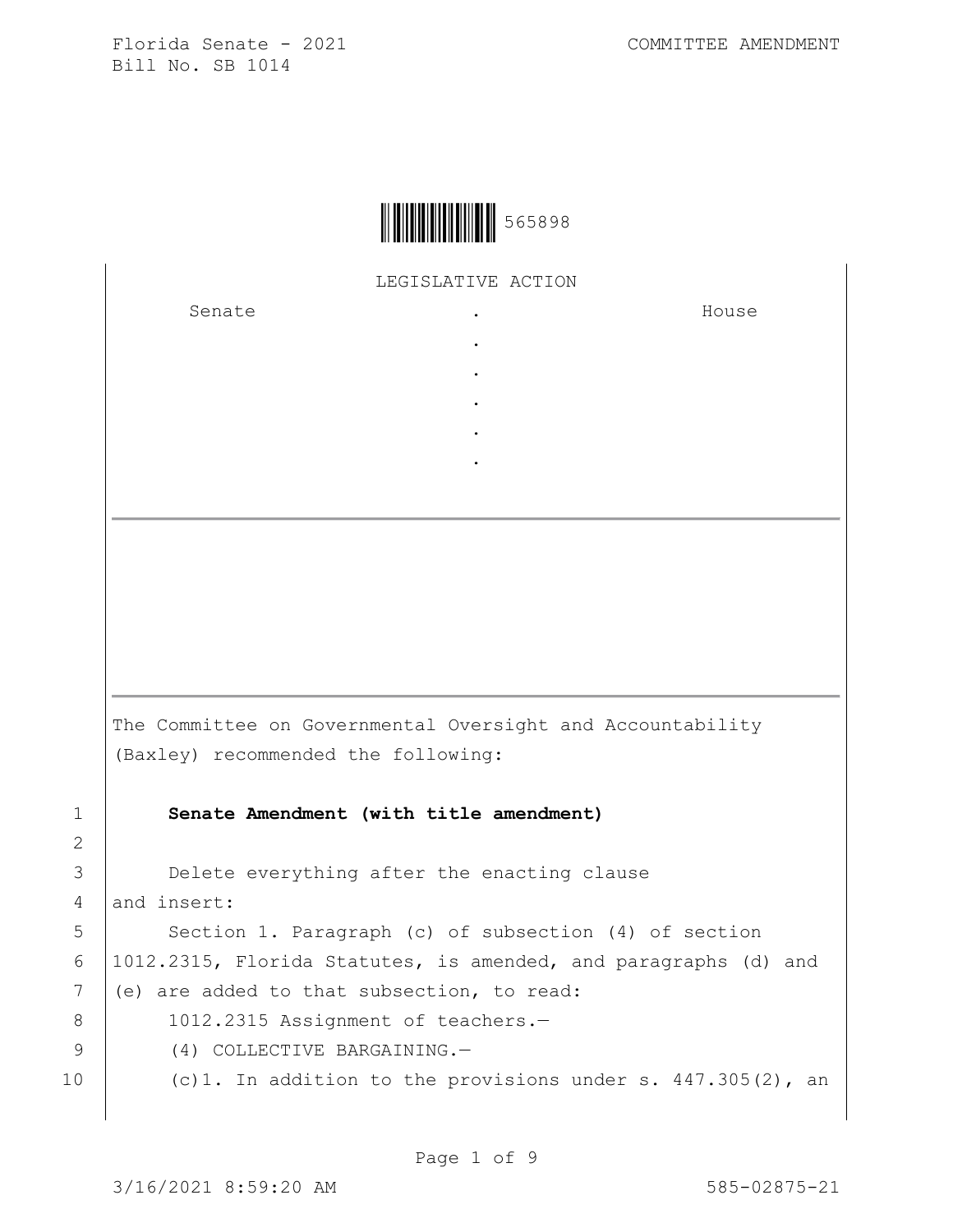Florida Senate - 2021 COMMITTEE AMENDMENT
Bill No. SB 1014

565898

LEGISLATIVE ACTION

| Senate | . | House |
| --- | --- | --- |
| | . | |
| | . | |
| | . | |
| | . | |
| | . | |

The Committee on Governmental Oversight and Accountability (Baxley) recommended the following:

1 **Senate Amendment (with title amendment)**
2
3 Delete everything after the enacting clause
4 and insert:
5 Section 1. Paragraph (c) of subsection (4) of section
6 1012.2315, Florida Statutes, is amended, and paragraphs (d) and
7 (e) are added to that subsection, to read:
8 1012.2315 Assignment of teachers.—
9 (4) COLLECTIVE BARGAINING.—
10 (c)1. In addition to the provisions under s. 447.305(2), an

3/16/2021 8:59:20 AM 585-02875-21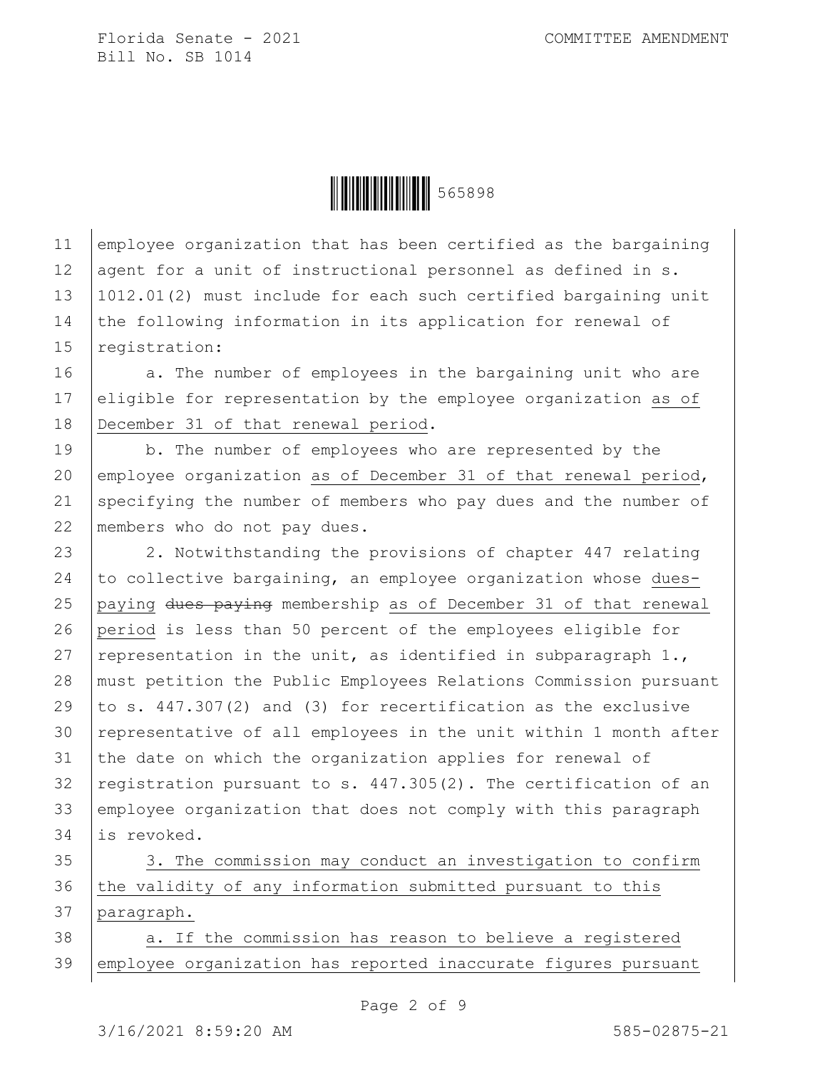employee organization that has been certified as the bargaining agent for a unit of instructional personnel as defined in s. 1012.01(2) must include for each such certified bargaining unit the following information in its application for renewal of registration:

a. The number of employees in the bargaining unit who are eligible for representation by the employee organization as of December 31 of that renewal period.

b. The number of employees who are represented by the employee organization as of December 31 of that renewal period, specifying the number of members who pay dues and the number of members who do not pay dues.

2. Notwithstanding the provisions of chapter 447 relating to collective bargaining, an employee organization whose dues-paying ~~dues paying~~ membership as of December 31 of that renewal period is less than 50 percent of the employees eligible for representation in the unit, as identified in subparagraph 1., must petition the Public Employees Relations Commission pursuant to s. 447.307(2) and (3) for recertification as the exclusive representative of all employees in the unit within 1 month after the date on which the organization applies for renewal of registration pursuant to s. 447.305(2). The certification of an employee organization that does not comply with this paragraph is revoked.

3. The commission may conduct an investigation to confirm the validity of any information submitted pursuant to this paragraph.

a. If the commission has reason to believe a registered employee organization has reported inaccurate figures pursuant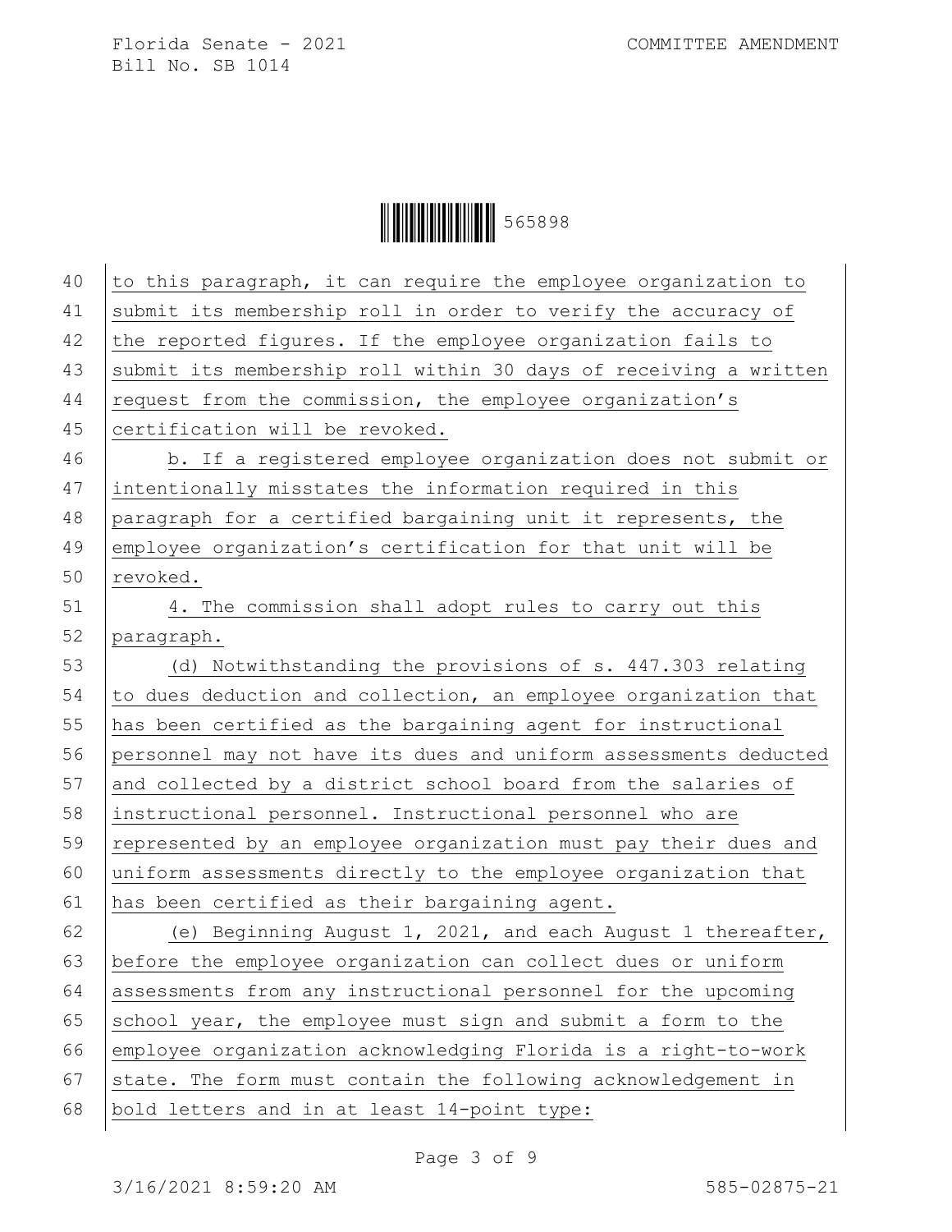to this paragraph, it can require the employee organization to submit its membership roll in order to verify the accuracy of the reported figures. If the employee organization fails to submit its membership roll within 30 days of receiving a written request from the commission, the employee organization's certification will be revoked.

b. If a registered employee organization does not submit or intentionally misstates the information required in this paragraph for a certified bargaining unit it represents, the employee organization's certification for that unit will be revoked.

4. The commission shall adopt rules to carry out this paragraph.

(d) Notwithstanding the provisions of s. 447.303 relating to dues deduction and collection, an employee organization that has been certified as the bargaining agent for instructional personnel may not have its dues and uniform assessments deducted and collected by a district school board from the salaries of instructional personnel. Instructional personnel who are represented by an employee organization must pay their dues and uniform assessments directly to the employee organization that has been certified as their bargaining agent.

(e) Beginning August 1, 2021, and each August 1 thereafter, before the employee organization can collect dues or uniform assessments from any instructional personnel for the upcoming school year, the employee must sign and submit a form to the employee organization acknowledging Florida is a right-to-work state. The form must contain the following acknowledgement in bold letters and in at least 14-point type: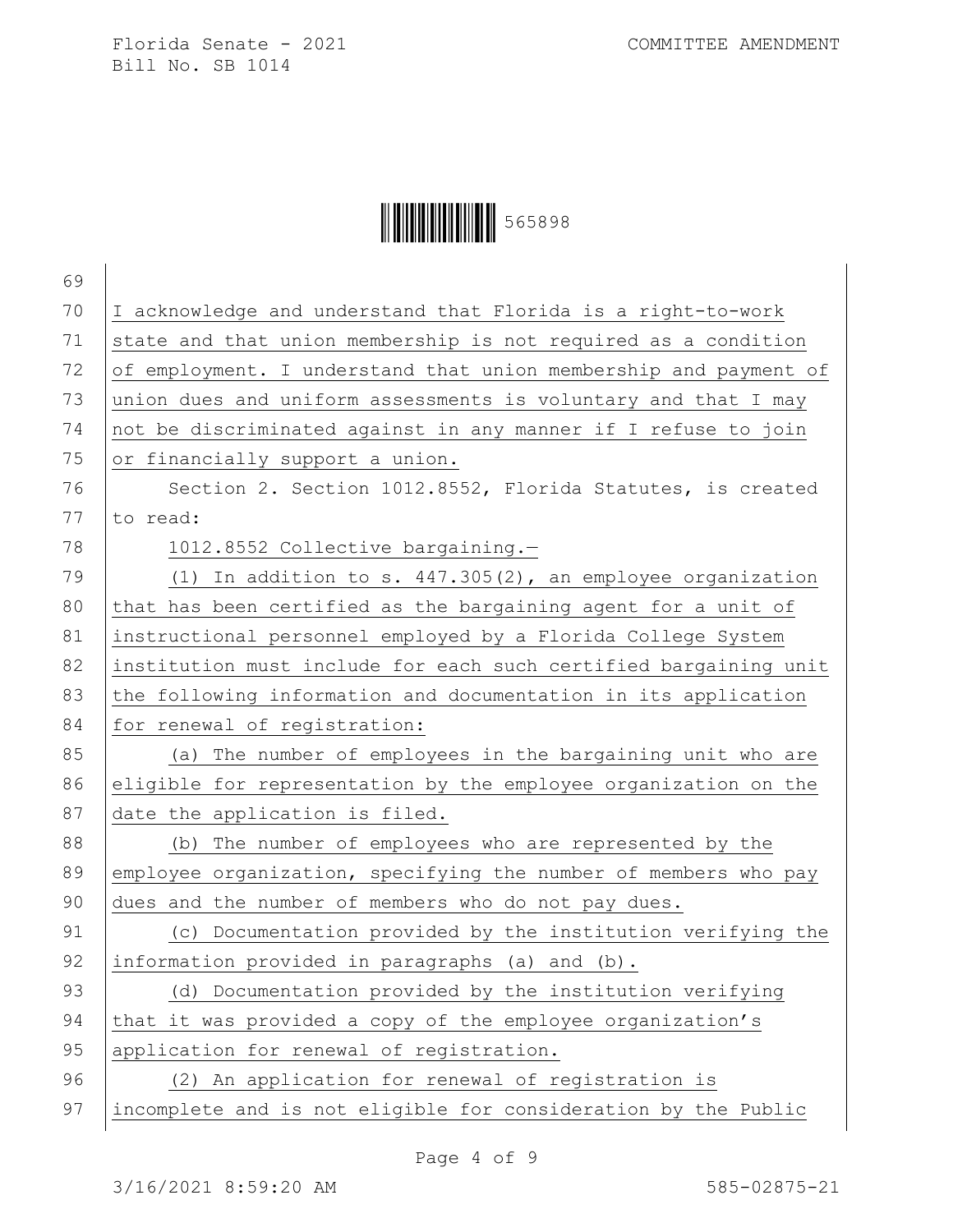I acknowledge and understand that Florida is a right-to-work state and that union membership is not required as a condition of employment. I understand that union membership and payment of union dues and uniform assessments is voluntary and that I may not be discriminated against in any manner if I refuse to join or financially support a union.

Section 2. Section 1012.8552, Florida Statutes, is created to read:

1012.8552 Collective bargaining.—

(1) In addition to s. 447.305(2), an employee organization that has been certified as the bargaining agent for a unit of instructional personnel employed by a Florida College System institution must include for each such certified bargaining unit the following information and documentation in its application for renewal of registration:

(a) The number of employees in the bargaining unit who are eligible for representation by the employee organization on the date the application is filed.

(b) The number of employees who are represented by the employee organization, specifying the number of members who pay dues and the number of members who do not pay dues.

(c) Documentation provided by the institution verifying the information provided in paragraphs (a) and (b).

(d) Documentation provided by the institution verifying that it was provided a copy of the employee organization's application for renewal of registration.

(2) An application for renewal of registration is incomplete and is not eligible for consideration by the Public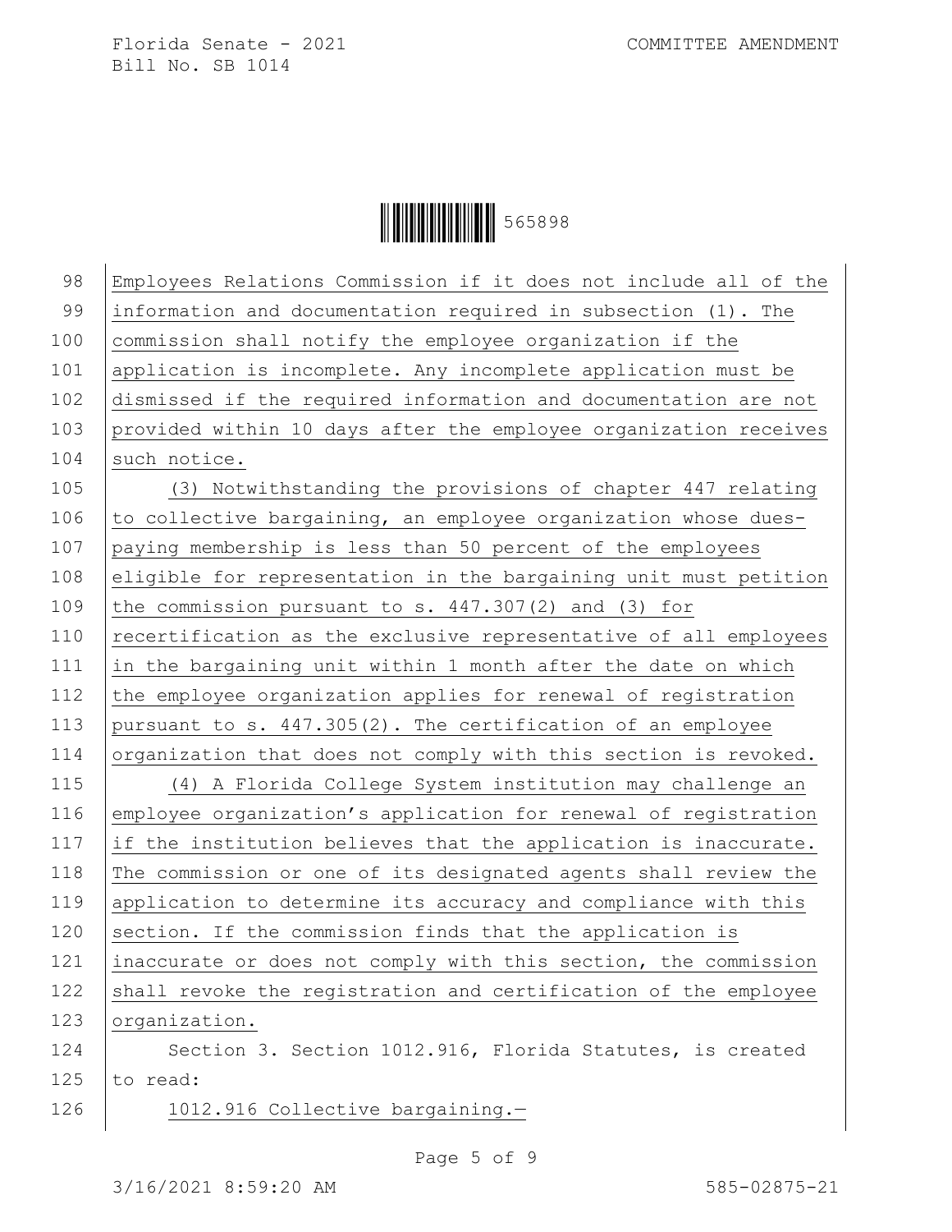Employees Relations Commission if it does not include all of the information and documentation required in subsection (1). The commission shall notify the employee organization if the application is incomplete. Any incomplete application must be dismissed if the required information and documentation are not provided within 10 days after the employee organization receives such notice.

(3) Notwithstanding the provisions of chapter 447 relating to collective bargaining, an employee organization whose dues-paying membership is less than 50 percent of the employees eligible for representation in the bargaining unit must petition the commission pursuant to s. 447.307(2) and (3) for recertification as the exclusive representative of all employees in the bargaining unit within 1 month after the date on which the employee organization applies for renewal of registration pursuant to s. 447.305(2). The certification of an employee organization that does not comply with this section is revoked.

(4) A Florida College System institution may challenge an employee organization's application for renewal of registration if the institution believes that the application is inaccurate. The commission or one of its designated agents shall review the application to determine its accuracy and compliance with this section. If the commission finds that the application is inaccurate or does not comply with this section, the commission shall revoke the registration and certification of the employee organization.

Section 3. Section 1012.916, Florida Statutes, is created to read:

1012.916 Collective bargaining.—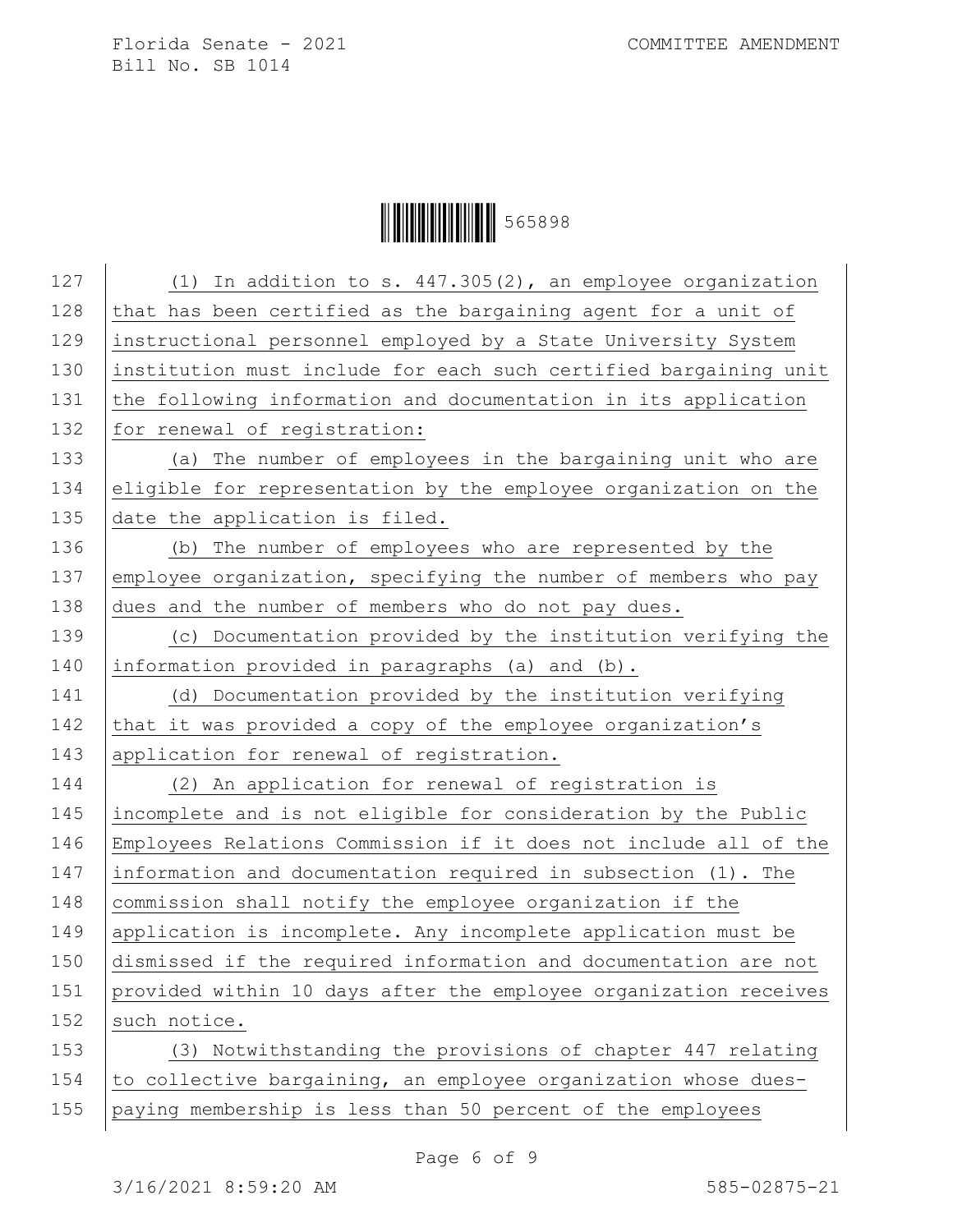(1) In addition to s. 447.305(2), an employee organization that has been certified as the bargaining agent for a unit of instructional personnel employed by a State University System institution must include for each such certified bargaining unit the following information and documentation in its application for renewal of registration:

(a) The number of employees in the bargaining unit who are eligible for representation by the employee organization on the date the application is filed.

(b) The number of employees who are represented by the employee organization, specifying the number of members who pay dues and the number of members who do not pay dues.

(c) Documentation provided by the institution verifying the information provided in paragraphs (a) and (b).

(d) Documentation provided by the institution verifying that it was provided a copy of the employee organization's application for renewal of registration.

(2) An application for renewal of registration is incomplete and is not eligible for consideration by the Public Employees Relations Commission if it does not include all of the information and documentation required in subsection (1). The commission shall notify the employee organization if the application is incomplete. Any incomplete application must be dismissed if the required information and documentation are not provided within 10 days after the employee organization receives such notice.

(3) Notwithstanding the provisions of chapter 447 relating to collective bargaining, an employee organization whose dues-paying membership is less than 50 percent of the employees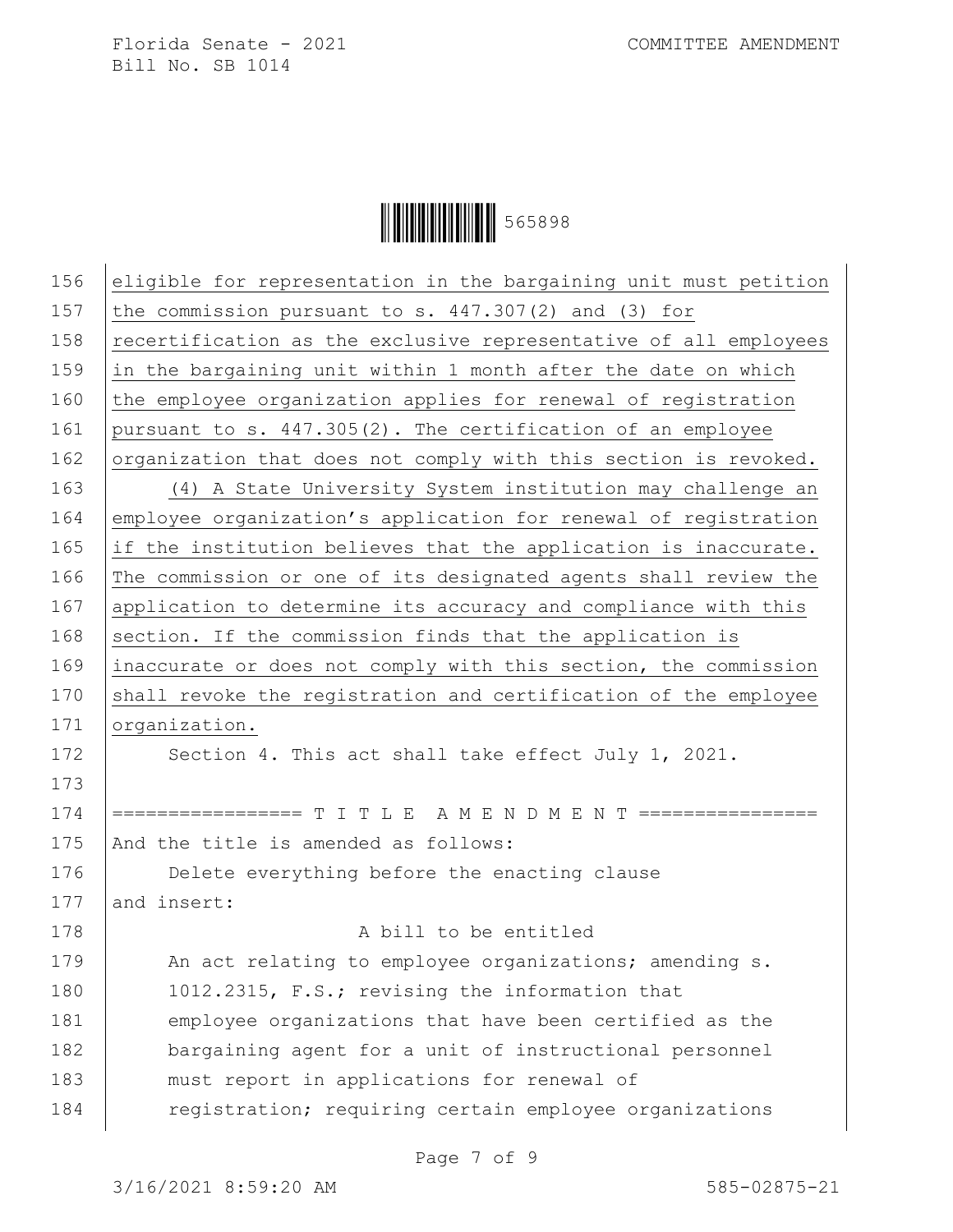eligible for representation in the bargaining unit must petition the commission pursuant to s. 447.307(2) and (3) for recertification as the exclusive representative of all employees in the bargaining unit within 1 month after the date on which the employee organization applies for renewal of registration pursuant to s. 447.305(2). The certification of an employee organization that does not comply with this section is revoked.

(4) A State University System institution may challenge an employee organization's application for renewal of registration if the institution believes that the application is inaccurate. The commission or one of its designated agents shall review the application to determine its accuracy and compliance with this section. If the commission finds that the application is inaccurate or does not comply with this section, the commission shall revoke the registration and certification of the employee organization.

Section 4. This act shall take effect July 1, 2021.

================= T I T L E A M E N D M E N T ================

And the title is amended as follows:

Delete everything before the enacting clause and insert:

A bill to be entitled

An act relating to employee organizations; amending s. 1012.2315, F.S.; revising the information that employee organizations that have been certified as the bargaining agent for a unit of instructional personnel must report in applications for renewal of registration; requiring certain employee organizations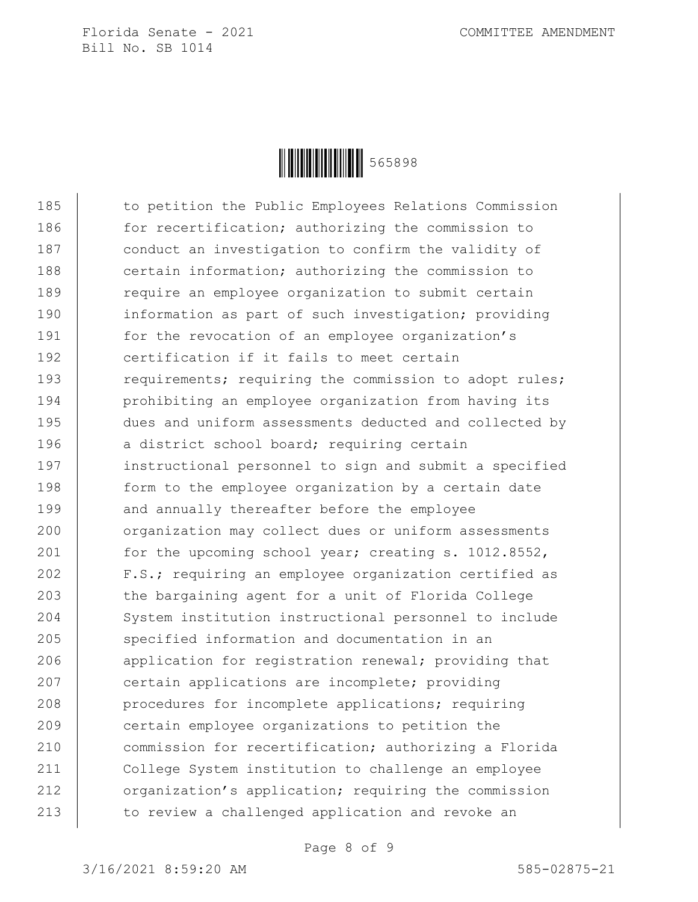185 to petition the Public Employees Relations Commission
186 for recertification; authorizing the commission to
187 conduct an investigation to confirm the validity of
188 certain information; authorizing the commission to
189 require an employee organization to submit certain
190 information as part of such investigation; providing
191 for the revocation of an employee organization's
192 certification if it fails to meet certain
193 requirements; requiring the commission to adopt rules;
194 prohibiting an employee organization from having its
195 dues and uniform assessments deducted and collected by
196 a district school board; requiring certain
197 instructional personnel to sign and submit a specified
198 form to the employee organization by a certain date
199 and annually thereafter before the employee
200 organization may collect dues or uniform assessments
201 for the upcoming school year; creating s. 1012.8552,
202 F.S.; requiring an employee organization certified as
203 the bargaining agent for a unit of Florida College
204 System institution instructional personnel to include
205 specified information and documentation in an
206 application for registration renewal; providing that
207 certain applications are incomplete; providing
208 procedures for incomplete applications; requiring
209 certain employee organizations to petition the
210 commission for recertification; authorizing a Florida
211 College System institution to challenge an employee
212 organization's application; requiring the commission
213 to review a challenged application and revoke an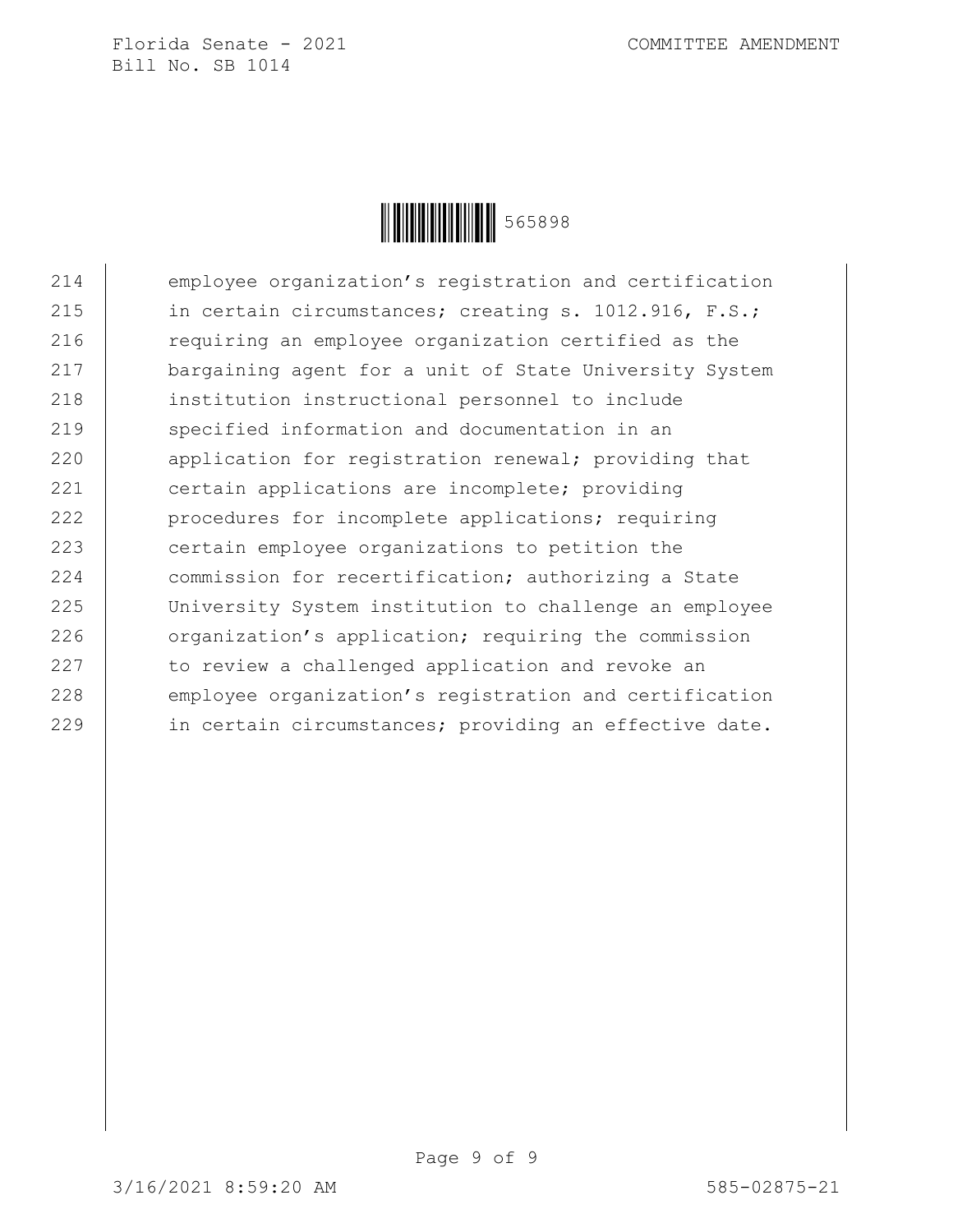employee organization's registration and certification in certain circumstances; creating s. 1012.916, F.S.; requiring an employee organization certified as the bargaining agent for a unit of State University System institution instructional personnel to include specified information and documentation in an application for registration renewal; providing that certain applications are incomplete; providing procedures for incomplete applications; requiring certain employee organizations to petition the commission for recertification; authorizing a State University System institution to challenge an employee organization's application; requiring the commission to review a challenged application and revoke an employee organization's registration and certification in certain circumstances; providing an effective date.